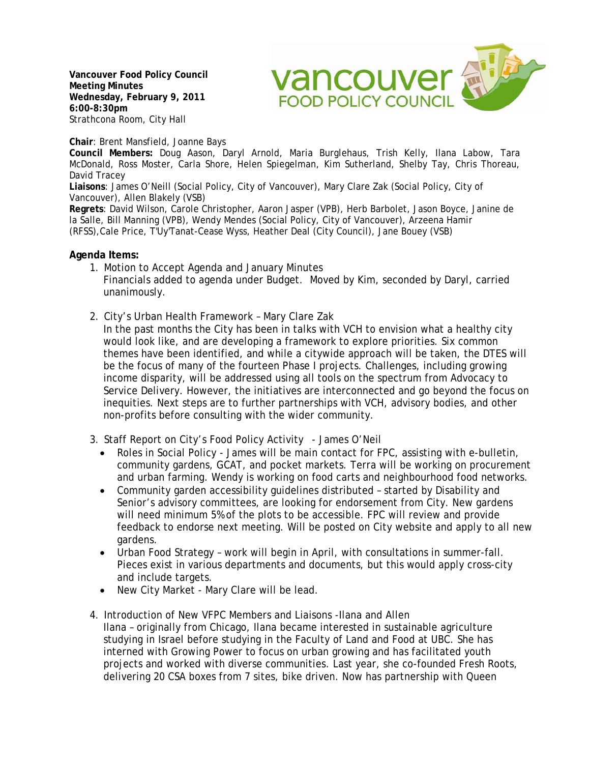**Vancouver Food Policy Council**
**Meeting Minutes**
**Wednesday, February 9, 2011**
**6:00-8:30pm**
Strathcona Room, City Hall

**Chair**: Brent Mansfield, Joanne Bays
**Council Members:** Doug Aason, Daryl Arnold, Maria Burglehaus, Trish Kelly, Ilana Labow, Tara McDonald, Ross Moster, Carla Shore, Helen Spiegelman, Kim Sutherland, Shelby Tay, Chris Thoreau, David Tracey
**Liaisons**: James O'Neill (Social Policy, City of Vancouver), Mary Clare Zak (Social Policy, City of Vancouver), Allen Blakely (VSB)
**Regrets**: David Wilson, Carole Christopher, Aaron Jasper (VPB), Herb Barbolet, Jason Boyce, Janine de la Salle, Bill Manning (VPB), Wendy Mendes (Social Policy, City of Vancouver), Arzeena Hamir (RFSS), Cale Price, T'Uy'Tanat-Cease Wyss, Heather Deal (City Council), Jane Bouey (VSB)

## Agenda Items:

1. Motion to Accept Agenda and January Minutes
   Financials added to agenda under Budget. Moved by Kim, seconded by Daryl, carried unanimously.

2. City's Urban Health Framework – Mary Clare Zak
   In the past months the City has been in talks with VCH to envision what a healthy city would look like, and are developing a framework to explore priorities. Six common themes have been identified, and while a citywide approach will be taken, the DTES will be the focus of many of the fourteen Phase I projects. Challenges, including growing income disparity, will be addressed using all tools on the spectrum from Advocacy to Service Delivery. However, the initiatives are interconnected and go beyond the focus on inequities. Next steps are to further partnerships with VCH, advisory bodies, and other non-profits before consulting with the wider community.

3. Staff Report on City's Food Policy Activity - James O'Neil
   - Roles in Social Policy - James will be main contact for FPC, assisting with e-bulletin, community gardens, GCAT, and pocket markets. Terra will be working on procurement and urban farming. Wendy is working on food carts and neighbourhood food networks.
   - Community garden accessibility guidelines distributed – started by Disability and Senior's advisory committees, are looking for endorsement from City. New gardens will need minimum 5% of the plots to be accessible. FPC will review and provide feedback to endorse next meeting. Will be posted on City website and apply to all new gardens.
   - Urban Food Strategy – work will begin in April, with consultations in summer-fall. Pieces exist in various departments and documents, but this would apply cross-city and include targets.
   - New City Market - Mary Clare will be lead.

4. Introduction of New VFPC Members and Liaisons -Ilana and Allen
   Ilana – originally from Chicago, Ilana became interested in sustainable agriculture studying in Israel before studying in the Faculty of Land and Food at UBC. She has interned with Growing Power to focus on urban growing and has facilitated youth projects and worked with diverse communities. Last year, she co-founded Fresh Roots, delivering 20 CSA boxes from 7 sites, bike driven. Now has partnership with Queen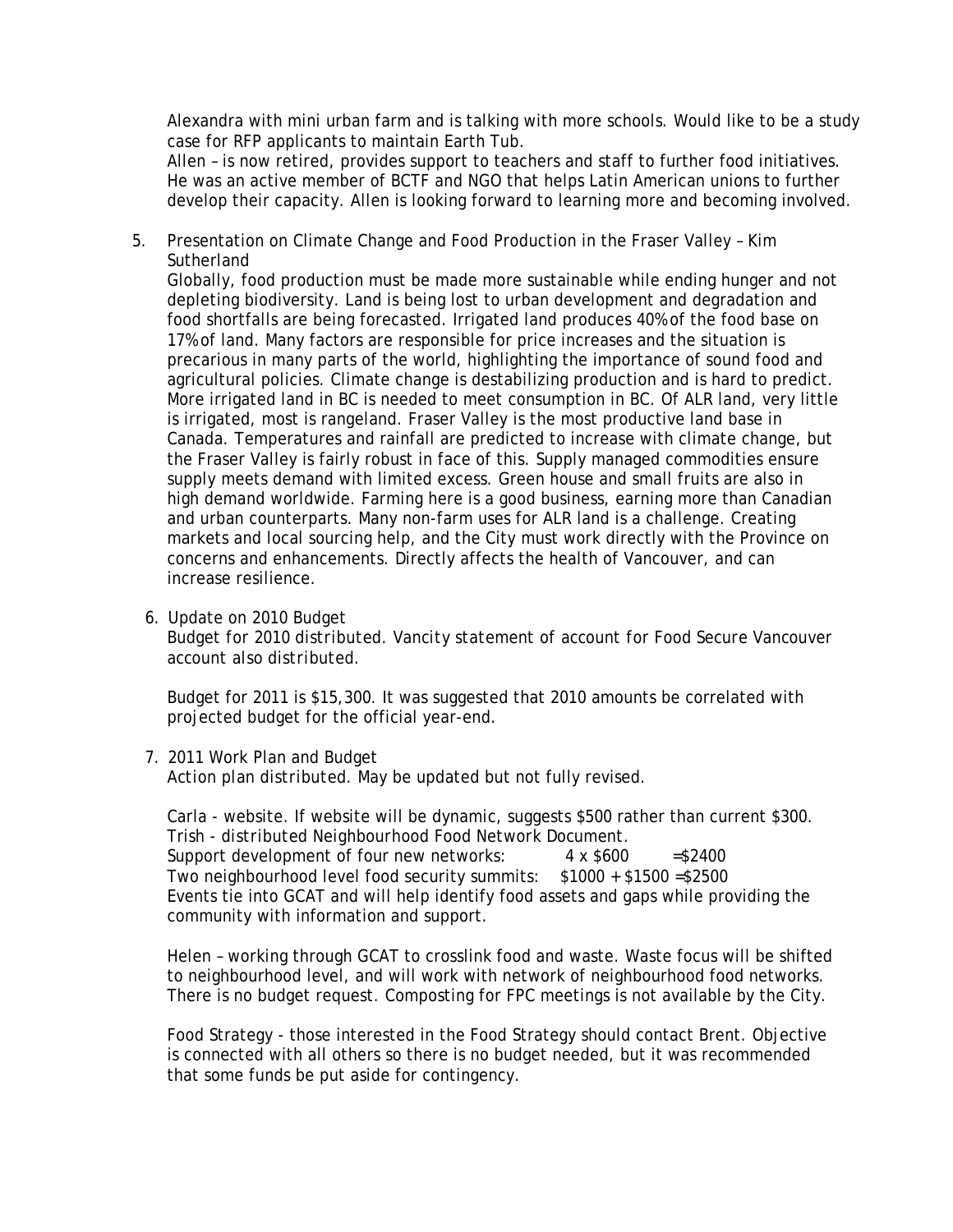Alexandra with mini urban farm and is talking with more schools. Would like to be a study case for RFP applicants to maintain Earth Tub.

Allen – is now retired, provides support to teachers and staff to further food initiatives. He was an active member of BCTF and NGO that helps Latin American unions to further develop their capacity. Allen is looking forward to learning more and becoming involved.

5. Presentation on Climate Change and Food Production in the Fraser Valley – Kim Sutherland

   Globally, food production must be made more sustainable while ending hunger and not depleting biodiversity. Land is being lost to urban development and degradation and food shortfalls are being forecasted. Irrigated land produces 40% of the food base on 17% of land. Many factors are responsible for price increases and the situation is precarious in many parts of the world, highlighting the importance of sound food and agricultural policies. Climate change is destabilizing production and is hard to predict. More irrigated land in BC is needed to meet consumption in BC. Of ALR land, very little is irrigated, most is rangeland. Fraser Valley is the most productive land base in Canada. Temperatures and rainfall are predicted to increase with climate change, but the Fraser Valley is fairly robust in face of this. Supply managed commodities ensure supply meets demand with limited excess. Green house and small fruits are also in high demand worldwide. Farming here is a good business, earning more than Canadian and urban counterparts. Many non-farm uses for ALR land is a challenge. Creating markets and local sourcing help, and the City must work directly with the Province on concerns and enhancements. Directly affects the health of Vancouver, and can increase resilience.

6. Update on 2010 Budget

   Budget for 2010 distributed. Vancity statement of account for Food Secure Vancouver account also distributed.

   Budget for 2011 is $15,300. It was suggested that 2010 amounts be correlated with projected budget for the official year-end.

7. 2011 Work Plan and Budget

   Action plan distributed. May be updated but not fully revised.

   Carla - website. If website will be dynamic, suggests $500 rather than current $300.
   Trish - distributed Neighbourhood Food Network Document.
   Support development of four new networks: 4 x $600 =$2400
   Two neighbourhood level food security summits: $1000 + $1500 =$2500
   Events tie into GCAT and will help identify food assets and gaps while providing the community with information and support.

   Helen – working through GCAT to crosslink food and waste. Waste focus will be shifted to neighbourhood level, and will work with network of neighbourhood food networks. There is no budget request. Composting for FPC meetings is not available by the City.

   Food Strategy - those interested in the Food Strategy should contact Brent. Objective is connected with all others so there is no budget needed, but it was recommended that some funds be put aside for contingency.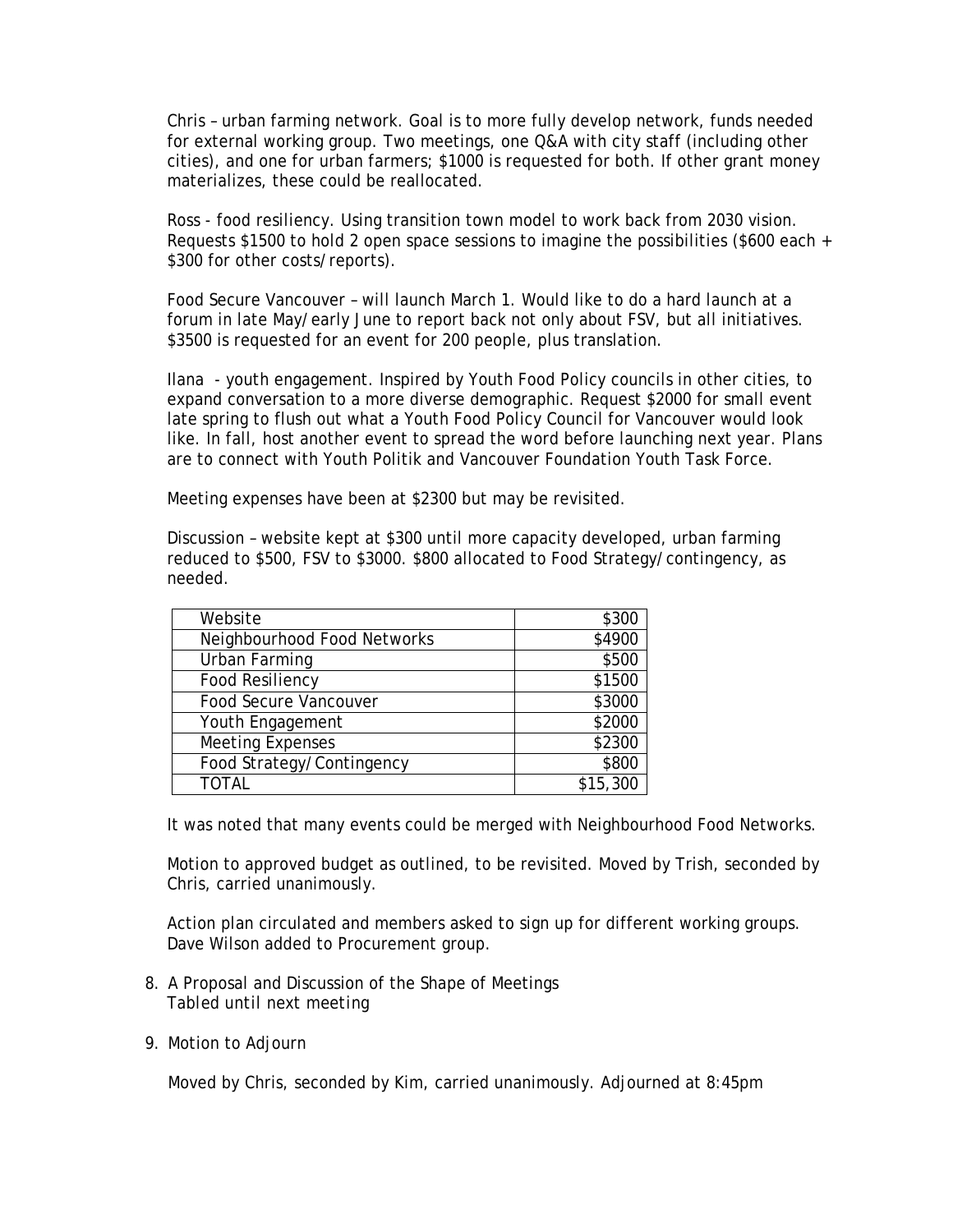Chris – urban farming network. Goal is to more fully develop network, funds needed for external working group. Two meetings, one Q&A with city staff (including other cities), and one for urban farmers; $1000 is requested for both. If other grant money materializes, these could be reallocated.

Ross - food resiliency. Using transition town model to work back from 2030 vision. Requests $1500 to hold 2 open space sessions to imagine the possibilities ($600 each + $300 for other costs/reports).

Food Secure Vancouver – will launch March 1. Would like to do a hard launch at a forum in late May/early June to report back not only about FSV, but all initiatives. $3500 is requested for an event for 200 people, plus translation.

Ilana - youth engagement. Inspired by Youth Food Policy councils in other cities, to expand conversation to a more diverse demographic. Request $2000 for small event late spring to flush out what a Youth Food Policy Council for Vancouver would look like. In fall, host another event to spread the word before launching next year. Plans are to connect with Youth Politik and Vancouver Foundation Youth Task Force.

Meeting expenses have been at $2300 but may be revisited.

Discussion – website kept at $300 until more capacity developed, urban farming reduced to $500, FSV to $3000. $800 allocated to Food Strategy/contingency, as needed.

| | |
|---|---:|
| Website | $300 |
| Neighbourhood Food Networks | $4900 |
| Urban Farming | $500 |
| Food Resiliency | $1500 |
| Food Secure Vancouver | $3000 |
| Youth Engagement | $2000 |
| Meeting Expenses | $2300 |
| Food Strategy/Contingency | $800 |
| TOTAL | $15,300 |

It was noted that many events could be merged with Neighbourhood Food Networks.

Motion to approved budget as outlined, to be revisited. Moved by Trish, seconded by Chris, carried unanimously.

Action plan circulated and members asked to sign up for different working groups. Dave Wilson added to Procurement group.

8. A Proposal and Discussion of the Shape of Meetings
   Tabled until next meeting

9. Motion to Adjourn

   Moved by Chris, seconded by Kim, carried unanimously. Adjourned at 8:45pm